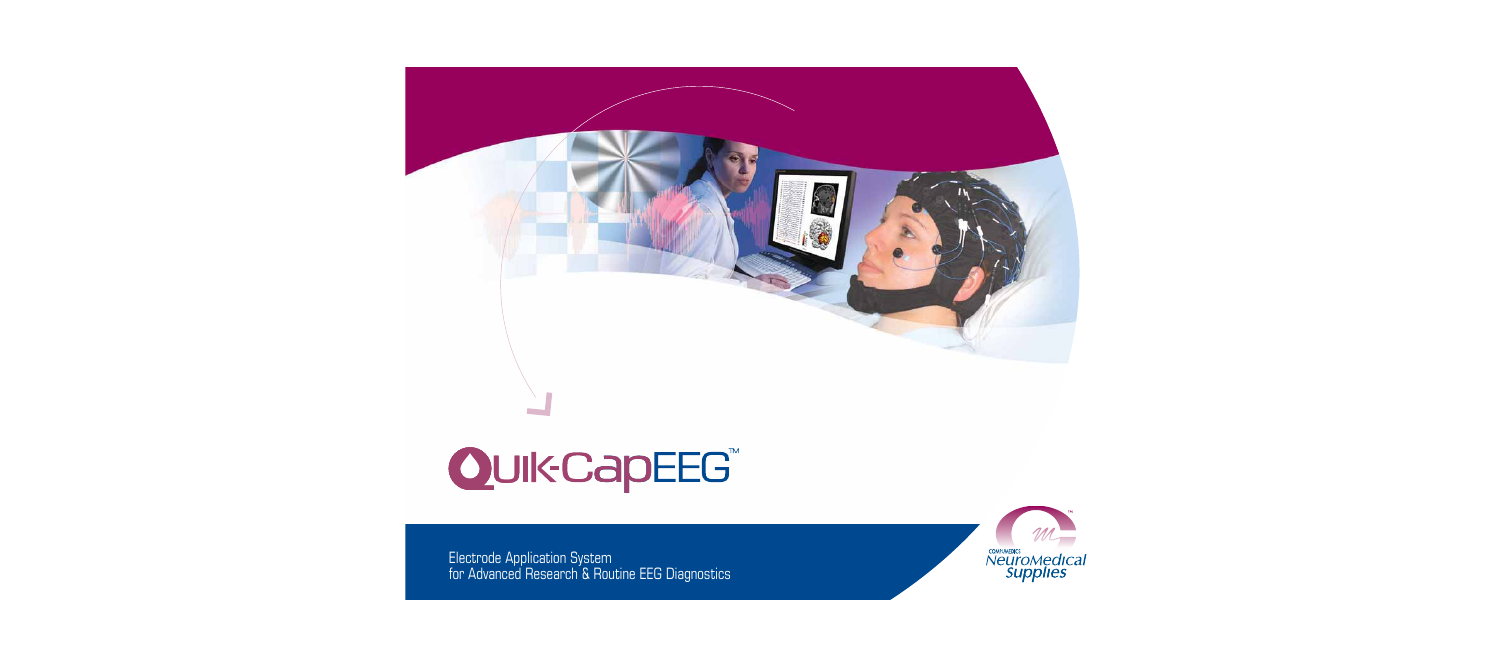# Quik-CapEEG™

Electrode Application System
for Advanced Research & Routine EEG Diagnostics

Compumedics NeuroMedical Supplies™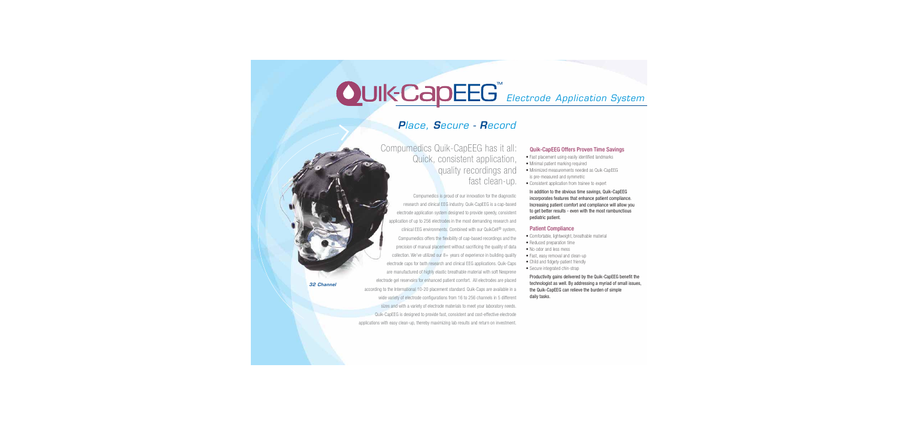# Quik-CapEEG™ *Electrode Application System*

## *Place, Secure - Record*

Compumedics Quik-CapEEG has it all: Quick, consistent application, quality recordings and fast clean-up.

Compumedics is proud of our innovation for the diagnostic research and clinical EEG industry. Quik-CapEEG is a cap-based electrode application system designed to provide speedy, consistent application of up to 256 electrodes in the most demanding research and clinical EEG environments. Combined with our QuikCell® system, Compumedics offers the flexibility of cap-based recordings and the precision of manual placement without sacrificing the quality of data collection. We've utilized our 8+ years of experience in building quality electrode caps for both research and clinical EEG applications. Quik-Caps are manufactured of highly elastic breathable material with soft Neoprene electrode gel reservoirs for enhanced patient comfort. All electrodes are placed according to the International 10-20 placement standard. Quik-Caps are available in a wide variety of electrode configurations from 16 to 256 channels in 5 different sizes and with a variety of electrode materials to meet your laboratory needs. Quik-CapEEG is designed to provide fast, consistent and cost-effective electrode applications with easy clean-up, thereby maximizing lab results and return on investment.

*32 Channel*

### Quik-CapEEG Offers Proven Time Savings

- Fast placement using easily identified landmarks
- Minimal patient marking required
- Minimized measurements needed as Quik-CapEEG is pre-measured and symmetric
- Consistent application from trainee to expert

In addition to the obvious time savings, Quik-CapEEG incorporates features that enhance patient compliance. Increasing patient comfort and compliance will allow you to get better results - even with the most rambunctious pediatric patient.

### Patient Compliance

- Comfortable, lightweight, breathable material
- Reduced preparation time
- No odor and less mess
- Fast, easy removal and clean-up
- Child and fidgety-patient friendly
- Secure integrated chin-strap

Productivity gains delivered by the Quik-CapEEG benefit the technologist as well. By addressing a myriad of small issues, the Quik-CapEEG can relieve the burden of simple daily tasks.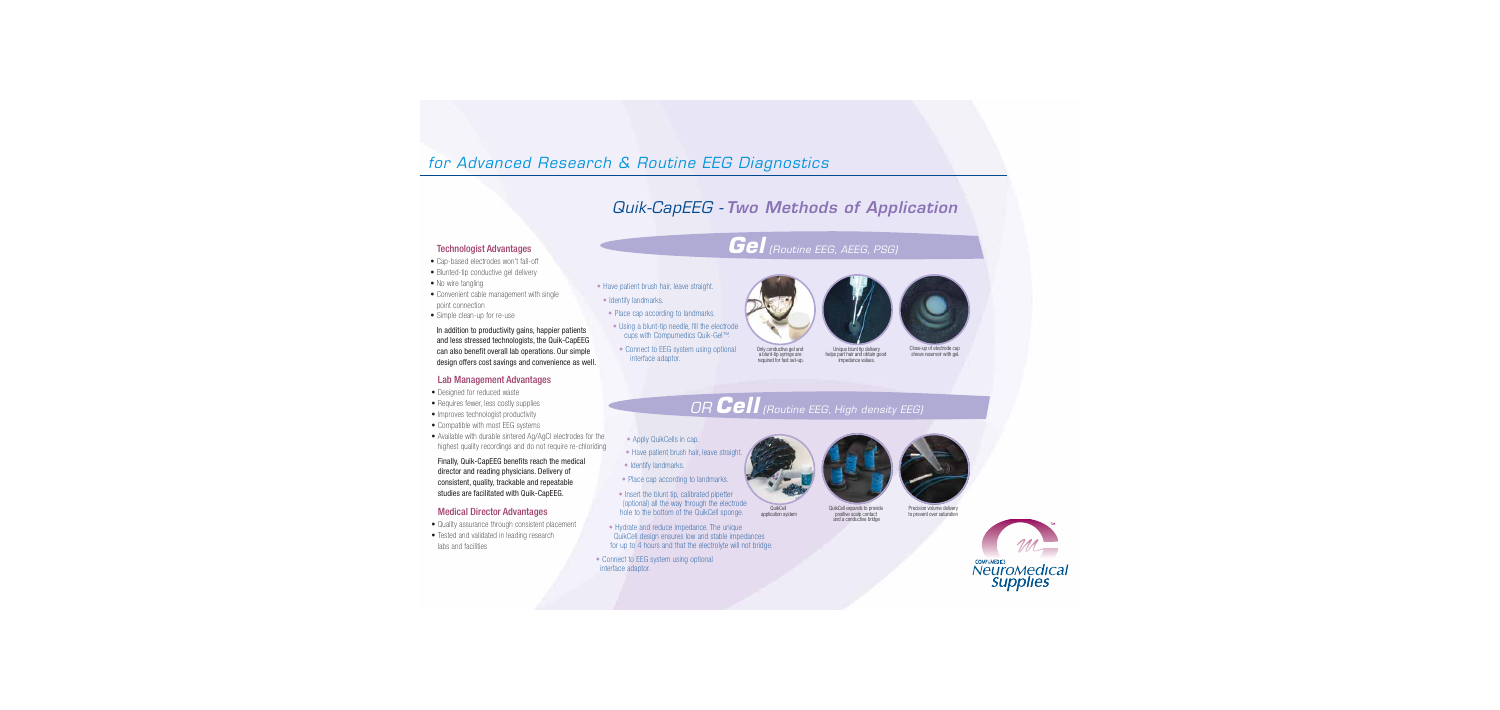## for Advanced Research & Routine EEG Diagnostics

### Technologist Advantages

- Cap-based electrodes won't fall-off
- Blunted-tip conductive gel delivery
- No wire tangling
- Convenient cable management with single point connection
- Simple clean-up for re-use

In addition to productivity gains, happier patients and less stressed technologists, the Quik-CapEEG can also benefit overall lab operations. Our simple design offers cost savings and convenience as well.

### Lab Management Advantages

- Designed for reduced waste
- Requires fewer, less costly supplies
- Improves technologist productivity
- Compatible with most EEG systems
- Available with durable sintered Ag/AgCl electrodes for the highest quality recordings and do not require re-chloriding

Finally, Quik-CapEEG benefits reach the medical director and reading physicians. Delivery of consistent, quality, trackable and repeatable studies are facilitated with Quik-CapEEG.

### Medical Director Advantages

- Quality assurance through consistent placement
- Tested and validated in leading research labs and facilities

## Quik-CapEEG - *Two Methods of Application*

### *Gel* (Routine EEG, AEEG, PSG)

- Have patient brush hair, leave straight.
- Identify landmarks.
- Place cap according to landmarks.
- Using a blunt-tip needle, fill the electrode cups with Compumedics Quik-Gel™
- Connect to EEG system using optional interface adaptor.

Only conductive gel and a blunt-tip syringe are required for fast set-up.

Unique blunt tip delivery helps part hair and obtain good impedance values.

Close-up of electrode cap shows reservoir with gel.

### OR *Cell* (Routine EEG, High density EEG)

- Apply QuikCells in cap.
- Have patient brush hair, leave straight.
- Identify landmarks.
- Place cap according to landmarks.
- Insert the blunt tip, calibrated pipetter (optional) all the way through the electrode hole to the bottom of the QuikCell sponge.
- Hydrate and reduce impedance. The unique QuikCell design ensures low and stable impedances for up to 4 hours and that the electrolyte will not bridge.
- Connect to EEG system using optional interface adaptor.

QuikCell application system

QuikCell expands to provide positive scalp contact and a conductive bridge

Precision volume delivery to prevent over saturation

COMPUMEDICS NeuroMedical Supplies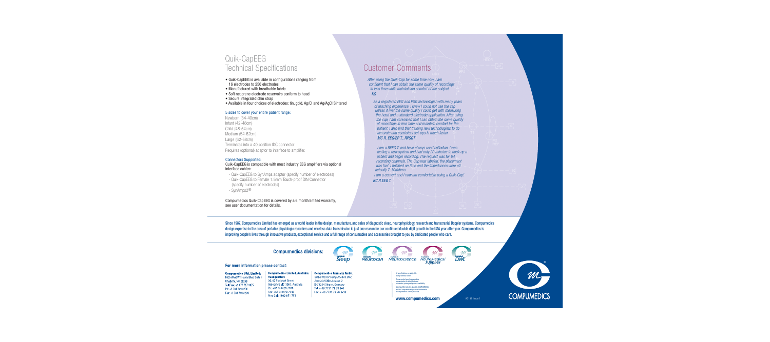# Quik-CapEEG Technical Specifications

- Quik-CapEEG is available in configurations ranging from 16 electrodes to 256 electrodes
- Manufactured with breathable fabric
- Soft neoprene electrode reservoirs conform to head
- Secure integrated chin strap
- Available in four choices of electrodes: tin, gold, Ag/Cl and Ag/AgCl Sintered

### 5 sizes to cover your entire patient range:

Newborn (34-40cm)
Infant (42-48cm)
Child (48-54cm)
Medium (54-62cm)
Large (62-68cm)
Terminates into a 40 position IDC connector
Requires (optional) adaptor to interface to amplifier.

### Connectors Supported:

Quik-CapEEG is compatible with most industry EEG amplifiers via optional interface cables:

- Quik-CapEEG to SynAmps adaptor (specify number of electrodes)
- Quik-CapEEG to Female 1.5mm Touch-proof DIN Connector (specify number of electrodes)
- SynAmps2®

Compumedics Quik-CapEEG is covered by a 6 month limited warranty, see user documentation for details.

# Customer Comments

*After using the Quik-Cap for some time now, I am confident that I can obtain the same quality of recordings in less time while maintaining comfort of the subject.*
***KS***

*As a registered EEG and PSG technologist with many years of teaching experience, I knew I could not use the cap unless it met the same quality I could get with measuring the head and a standard electrode application. After using the cap, I am convinced that I can obtain the same quality of recordings in less time and maintain comfort for the patient. I also find that training new technologists to do accurate and consistent set-ups is much faster.*
***MC R. EEG/EP T., RPSGT***

*I am a REEG T. and have always used collodian. I was testing a new system and had only 20 minutes to hook up a patient and begin recording. The request was for 64 recording channels. The Cap was labeled, the placement was fast, I finished on time and the impedances were all actually 7-10Kohms.*
*I am a convert and I now am comfortable using a Quik-Cap!*
***KC R.EEG T.***

Since 1987, Compumedics Limited has emerged as a world leader in the design, manufacture, and sales of diagnostic sleep, neurophysiology, research and transcranial Doppler systems. Compumedics design expertise in the area of portable physiologic recorders and wireless data transmission is just one reason for our continued double digit growth in the USA year after year. Compumedics is improving people's lives through innovative products, exceptional service and a full range of consumables and accessories brought to you by dedicated people who care.

**Compumedics divisions:** Sleep, Neuroscan, Neuroscience, NeuroMedical Supplies, DWL

**For more information please contact:**

**Compumedics USA, Limited:**
6605 West WT Harris Blvd, Suite F
Charlotte, NC 28269
Toll Free: +1 877 717 3975
Ph: +1 704 749 3200
Fax: +1 704 749 3299

**Compumedics Limited, Australia:**
**Headquarters**
30-40 Flockhart Street
Abbotsford VIC 3067, Australia
Ph: +61 3 8420 7300
Fax: +61 3 8420 7399
Free Call 1800 651 751

**Compumedics Germany GmbH:**
Global HQ for Compumedics DWL
Josef-Schüttler-Strasse 2
D-78224 Singen, Germany
Tel: + 49 7731 79 76 9-0
Fax: + 49 7731 79 76 9-99

All specifications are subject to change without notice.
Please contact your Compumedics representative for latest technical information, pricing and product availability.
Safe CapEEG, Quik-Cap, Quik-Gel, COMPUMEDICS, and the Compumedics logo are all trademarks of Compumedics Limited, Australia.

**www.compumedics.com**

AD181 Issue 1

COMPUMEDICS